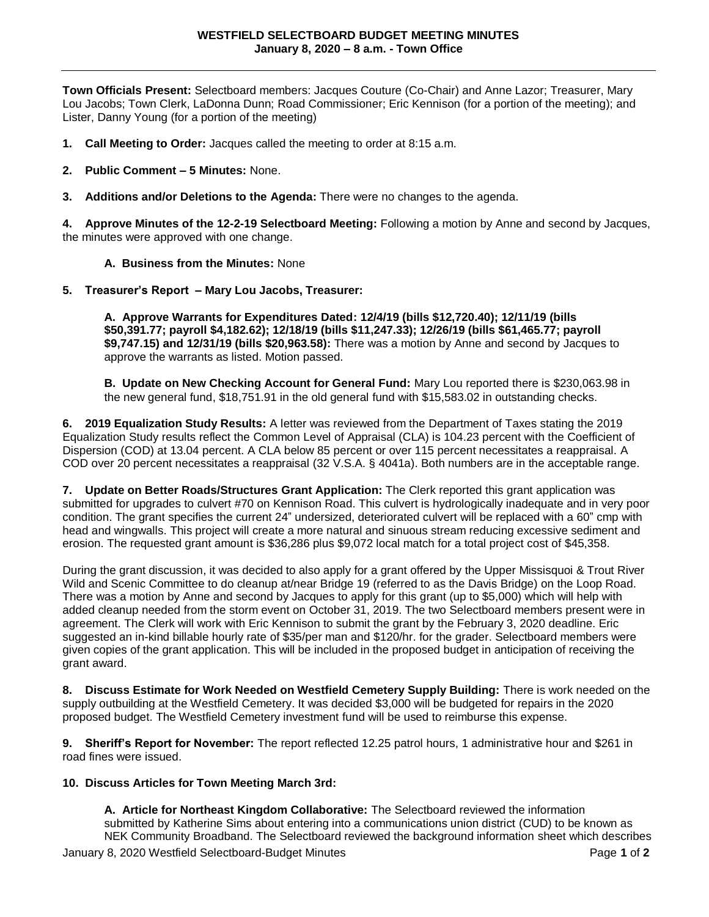**WESTFIELD SELECTBOARD BUDGET MEETING MINUTES**
**January 8, 2020 – 8 a.m. - Town Office**

**Town Officials Present:** Selectboard members: Jacques Couture (Co-Chair) and Anne Lazor; Treasurer, Mary Lou Jacobs; Town Clerk, LaDonna Dunn; Road Commissioner; Eric Kennison (for a portion of the meeting); and Lister, Danny Young (for a portion of the meeting)

**1. Call Meeting to Order:** Jacques called the meeting to order at 8:15 a.m.

**2. Public Comment – 5 Minutes:** None.

**3. Additions and/or Deletions to the Agenda:** There were no changes to the agenda.

**4. Approve Minutes of the 12-2-19 Selectboard Meeting:** Following a motion by Anne and second by Jacques, the minutes were approved with one change.

**A. Business from the Minutes:** None

**5. Treasurer's Report – Mary Lou Jacobs, Treasurer:**

**A. Approve Warrants for Expenditures Dated: 12/4/19 (bills $12,720.40); 12/11/19 (bills $50,391.77; payroll $4,182.62); 12/18/19 (bills $11,247.33); 12/26/19 (bills $61,465.77; payroll $9,747.15) and 12/31/19 (bills $20,963.58):** There was a motion by Anne and second by Jacques to approve the warrants as listed. Motion passed.

**B. Update on New Checking Account for General Fund:** Mary Lou reported there is $230,063.98 in the new general fund, $18,751.91 in the old general fund with $15,583.02 in outstanding checks.

**6. 2019 Equalization Study Results:** A letter was reviewed from the Department of Taxes stating the 2019 Equalization Study results reflect the Common Level of Appraisal (CLA) is 104.23 percent with the Coefficient of Dispersion (COD) at 13.04 percent. A CLA below 85 percent or over 115 percent necessitates a reappraisal. A COD over 20 percent necessitates a reappraisal (32 V.S.A. § 4041a). Both numbers are in the acceptable range.

**7. Update on Better Roads/Structures Grant Application:** The Clerk reported this grant application was submitted for upgrades to culvert #70 on Kennison Road. This culvert is hydrologically inadequate and in very poor condition. The grant specifies the current 24" undersized, deteriorated culvert will be replaced with a 60" cmp with head and wingwalls. This project will create a more natural and sinuous stream reducing excessive sediment and erosion. The requested grant amount is $36,286 plus $9,072 local match for a total project cost of $45,358.

During the grant discussion, it was decided to also apply for a grant offered by the Upper Missisquoi & Trout River Wild and Scenic Committee to do cleanup at/near Bridge 19 (referred to as the Davis Bridge) on the Loop Road. There was a motion by Anne and second by Jacques to apply for this grant (up to $5,000) which will help with added cleanup needed from the storm event on October 31, 2019. The two Selectboard members present were in agreement. The Clerk will work with Eric Kennison to submit the grant by the February 3, 2020 deadline. Eric suggested an in-kind billable hourly rate of $35/per man and $120/hr. for the grader. Selectboard members were given copies of the grant application. This will be included in the proposed budget in anticipation of receiving the grant award.

**8. Discuss Estimate for Work Needed on Westfield Cemetery Supply Building:** There is work needed on the supply outbuilding at the Westfield Cemetery. It was decided $3,000 will be budgeted for repairs in the 2020 proposed budget. The Westfield Cemetery investment fund will be used to reimburse this expense.

**9. Sheriff's Report for November:** The report reflected 12.25 patrol hours, 1 administrative hour and $261 in road fines were issued.

**10. Discuss Articles for Town Meeting March 3rd:**

**A. Article for Northeast Kingdom Collaborative:** The Selectboard reviewed the information submitted by Katherine Sims about entering into a communications union district (CUD) to be known as NEK Community Broadband. The Selectboard reviewed the background information sheet which describes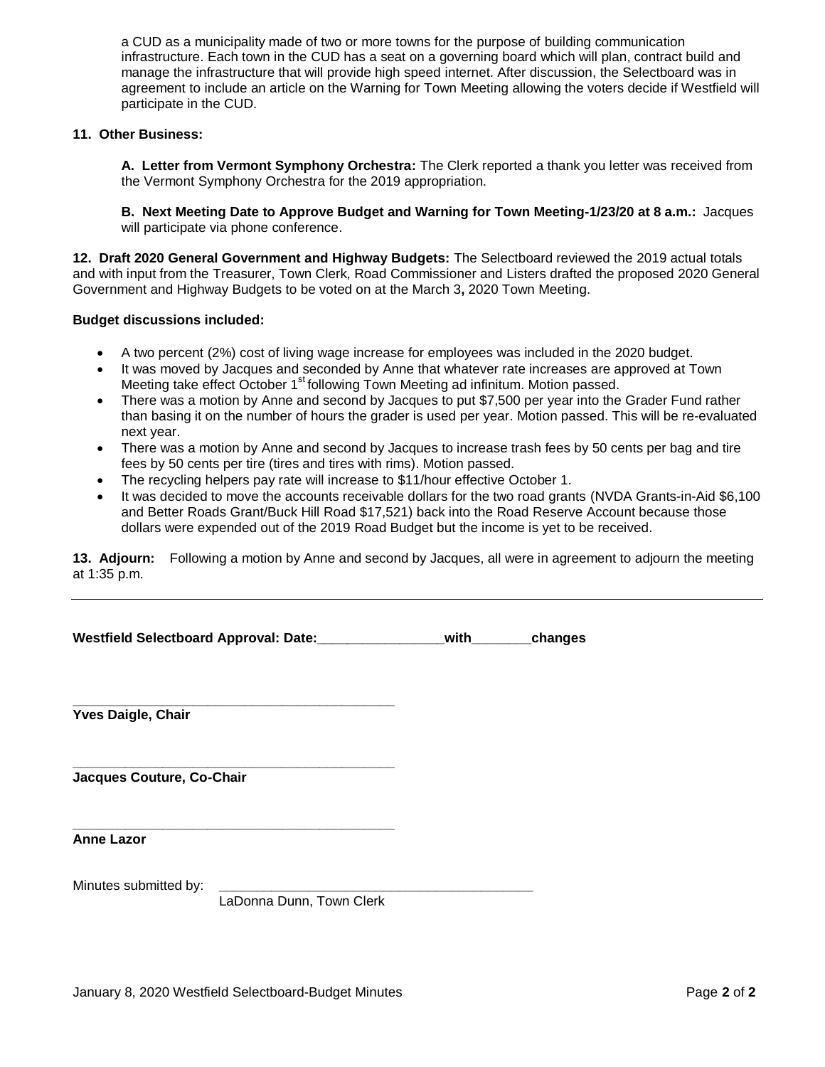a CUD as a municipality made of two or more towns for the purpose of building communication infrastructure. Each town in the CUD has a seat on a governing board which will plan, contract build and manage the infrastructure that will provide high speed internet. After discussion, the Selectboard was in agreement to include an article on the Warning for Town Meeting allowing the voters decide if Westfield will participate in the CUD.

**11. Other Business:**

**A. Letter from Vermont Symphony Orchestra:** The Clerk reported a thank you letter was received from the Vermont Symphony Orchestra for the 2019 appropriation.

**B. Next Meeting Date to Approve Budget and Warning for Town Meeting-1/23/20 at 8 a.m.:** Jacques will participate via phone conference.

**12. Draft 2020 General Government and Highway Budgets:** The Selectboard reviewed the 2019 actual totals and with input from the Treasurer, Town Clerk, Road Commissioner and Listers drafted the proposed 2020 General Government and Highway Budgets to be voted on at the March 3**,** 2020 Town Meeting.

**Budget discussions included:**

- A two percent (2%) cost of living wage increase for employees was included in the 2020 budget.
- It was moved by Jacques and seconded by Anne that whatever rate increases are approved at Town Meeting take effect October 1st following Town Meeting ad infinitum. Motion passed.
- There was a motion by Anne and second by Jacques to put $7,500 per year into the Grader Fund rather than basing it on the number of hours the grader is used per year. Motion passed. This will be re-evaluated next year.
- There was a motion by Anne and second by Jacques to increase trash fees by 50 cents per bag and tire fees by 50 cents per tire (tires and tires with rims). Motion passed.
- The recycling helpers pay rate will increase to $11/hour effective October 1.
- It was decided to move the accounts receivable dollars for the two road grants (NVDA Grants-in-Aid $6,100 and Better Roads Grant/Buck Hill Road $17,521) back into the Road Reserve Account because those dollars were expended out of the 2019 Road Budget but the income is yet to be received.

**13. Adjourn:** Following a motion by Anne and second by Jacques, all were in agreement to adjourn the meeting at 1:35 p.m.

---

**Westfield Selectboard Approval: Date:________________with________changes**

______________________________________________
**Yves Daigle, Chair**

______________________________________________
**Jacques Couture, Co-Chair**

______________________________________________
**Anne Lazor**

Minutes submitted by: ______________________________________________
LaDonna Dunn, Town Clerk